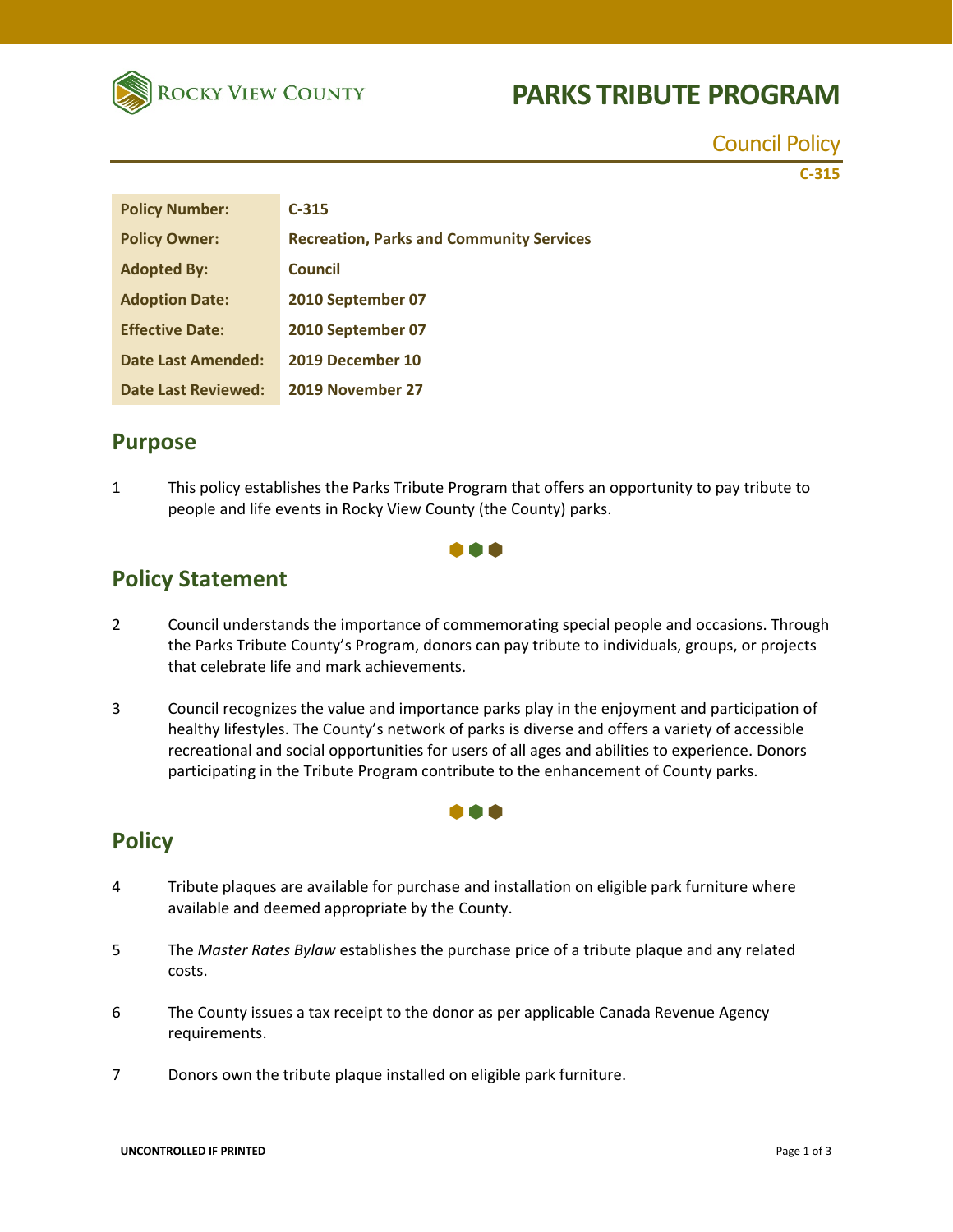# PARKS TRIBUTE PROGRAM

Council Policy

C-315

| Policy Number: | C-315 |
|---|---|
| Policy Owner: | Recreation, Parks and Community Services |
| Adopted By: | Council |
| Adoption Date: | 2010 September 07 |
| Effective Date: | 2010 September 07 |
| Date Last Amended: | 2019 December 10 |
| Date Last Reviewed: | 2019 November 27 |

## Purpose

1 This policy establishes the Parks Tribute Program that offers an opportunity to pay tribute to people and life events in Rocky View County (the County) parks.

## Policy Statement

2 Council understands the importance of commemorating special people and occasions. Through the Parks Tribute County's Program, donors can pay tribute to individuals, groups, or projects that celebrate life and mark achievements.

3 Council recognizes the value and importance parks play in the enjoyment and participation of healthy lifestyles. The County's network of parks is diverse and offers a variety of accessible recreational and social opportunities for users of all ages and abilities to experience. Donors participating in the Tribute Program contribute to the enhancement of County parks.

## Policy

4 Tribute plaques are available for purchase and installation on eligible park furniture where available and deemed appropriate by the County.

5 The *Master Rates Bylaw* establishes the purchase price of a tribute plaque and any related costs.

6 The County issues a tax receipt to the donor as per applicable Canada Revenue Agency requirements.

7 Donors own the tribute plaque installed on eligible park furniture.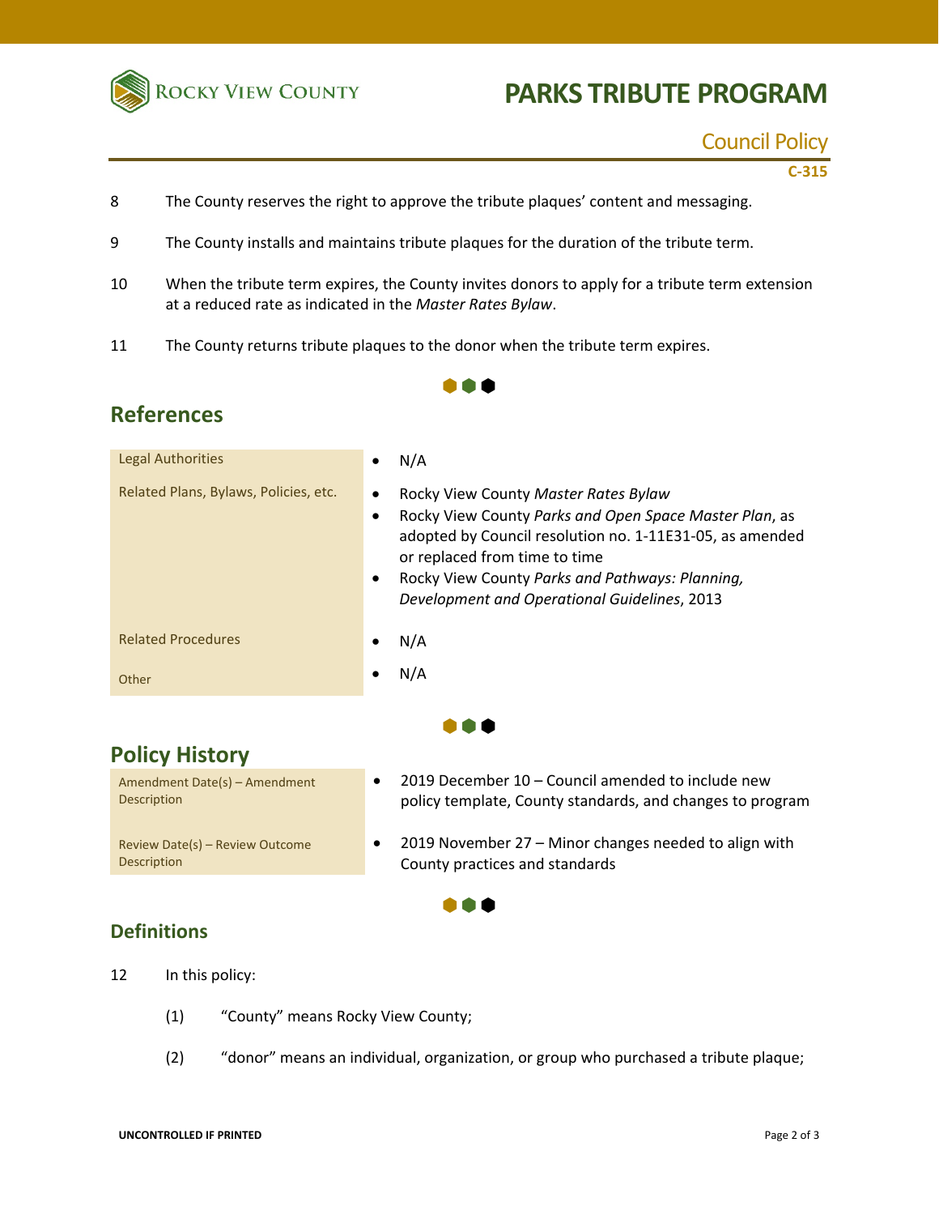8 The County reserves the right to approve the tribute plaques' content and messaging.

9 The County installs and maintains tribute plaques for the duration of the tribute term.

10 When the tribute term expires, the County invites donors to apply for a tribute term extension at a reduced rate as indicated in the *Master Rates Bylaw*.

11 The County returns tribute plaques to the donor when the tribute term expires.

## References

| | |
|---|---|
| Legal Authorities | • N/A |
| Related Plans, Bylaws, Policies, etc. | • Rocky View County *Master Rates Bylaw*<br>• Rocky View County *Parks and Open Space Master Plan*, as adopted by Council resolution no. 1-11E31-05, as amended or replaced from time to time<br>• Rocky View County *Parks and Pathways: Planning, Development and Operational Guidelines*, 2013 |
| Related Procedures | • N/A |
| Other | • N/A |

## Policy History

| | |
|---|---|
| Amendment Date(s) – Amendment Description | • 2019 December 10 – Council amended to include new policy template, County standards, and changes to program |
| Review Date(s) – Review Outcome Description | • 2019 November 27 – Minor changes needed to align with County practices and standards |

## Definitions

12 In this policy:

(1) "County" means Rocky View County;

(2) "donor" means an individual, organization, or group who purchased a tribute plaque;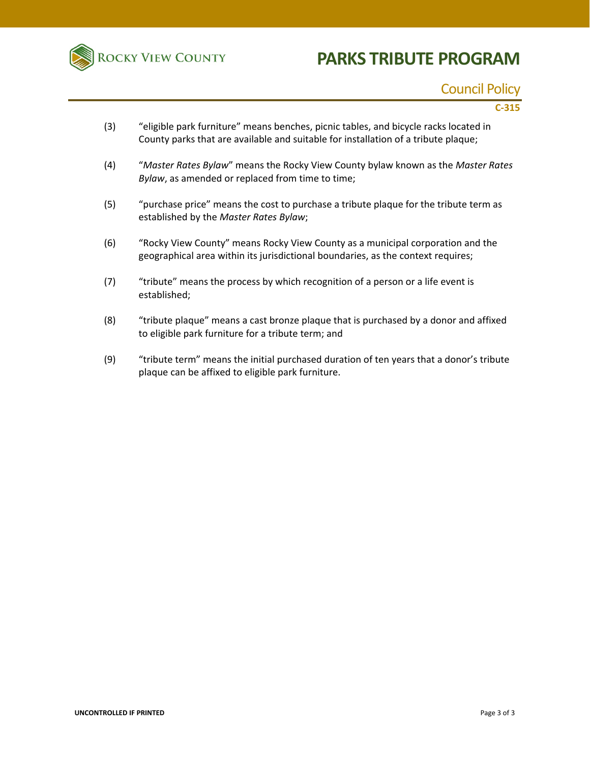(3) "eligible park furniture" means benches, picnic tables, and bicycle racks located in County parks that are available and suitable for installation of a tribute plaque;

(4) "*Master Rates Bylaw*" means the Rocky View County bylaw known as the *Master Rates Bylaw*, as amended or replaced from time to time;

(5) "purchase price" means the cost to purchase a tribute plaque for the tribute term as established by the *Master Rates Bylaw*;

(6) "Rocky View County" means Rocky View County as a municipal corporation and the geographical area within its jurisdictional boundaries, as the context requires;

(7) "tribute" means the process by which recognition of a person or a life event is established;

(8) "tribute plaque" means a cast bronze plaque that is purchased by a donor and affixed to eligible park furniture for a tribute term; and

(9) "tribute term" means the initial purchased duration of ten years that a donor's tribute plaque can be affixed to eligible park furniture.